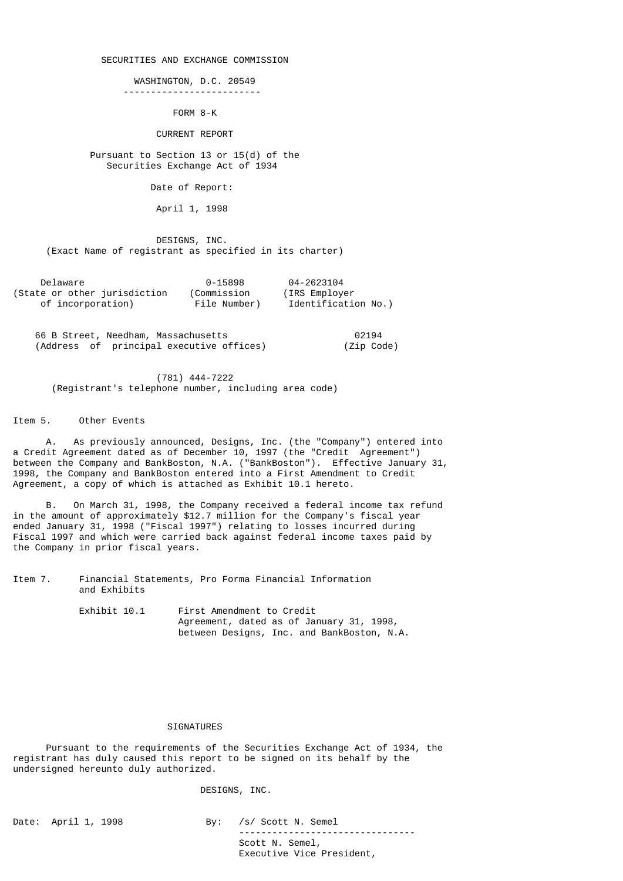# SECURITIES AND EXCHANGE COMMISSION

WASHINGTON, D.C. 20549

---

## FORM 8-K

## CURRENT REPORT

Pursuant to Section 13 or 15(d) of the Securities Exchange Act of 1934

Date of Report:

April 1, 1998

**DESIGNS, INC.**
(Exact Name of registrant as specified in its charter)

| Delaware | 0-15898 | 04-2623104 |
|---|---|---|
| (State or other jurisdiction of incorporation) | (Commission File Number) | (IRS Employer Identification No.) |

| 66 B Street, Needham, Massachusetts | 02194 |
|---|---|
| (Address of principal executive offices) | (Zip Code) |

(781) 444-7222
(Registrant's telephone number, including area code)

Item 5. Other Events

A. As previously announced, Designs, Inc. (the "Company") entered into a Credit Agreement dated as of December 10, 1997 (the "Credit Agreement") between the Company and BankBoston, N.A. ("BankBoston"). Effective January 31, 1998, the Company and BankBoston entered into a First Amendment to Credit Agreement, a copy of which is attached as Exhibit 10.1 hereto.

B. On March 31, 1998, the Company received a federal income tax refund in the amount of approximately $12.7 million for the Company's fiscal year ended January 31, 1998 ("Fiscal 1997") relating to losses incurred during Fiscal 1997 and which were carried back against federal income taxes paid by the Company in prior fiscal years.

Item 7. Financial Statements, Pro Forma Financial Information and Exhibits

Exhibit 10.1 First Amendment to Credit Agreement, dated as of January 31, 1998, between Designs, Inc. and BankBoston, N.A.

SIGNATURES

Pursuant to the requirements of the Securities Exchange Act of 1934, the registrant has duly caused this report to be signed on its behalf by the undersigned hereunto duly authorized.

DESIGNS, INC.

Date: April 1, 1998

By: /s/ Scott N. Semel
Scott N. Semel,
Executive Vice President,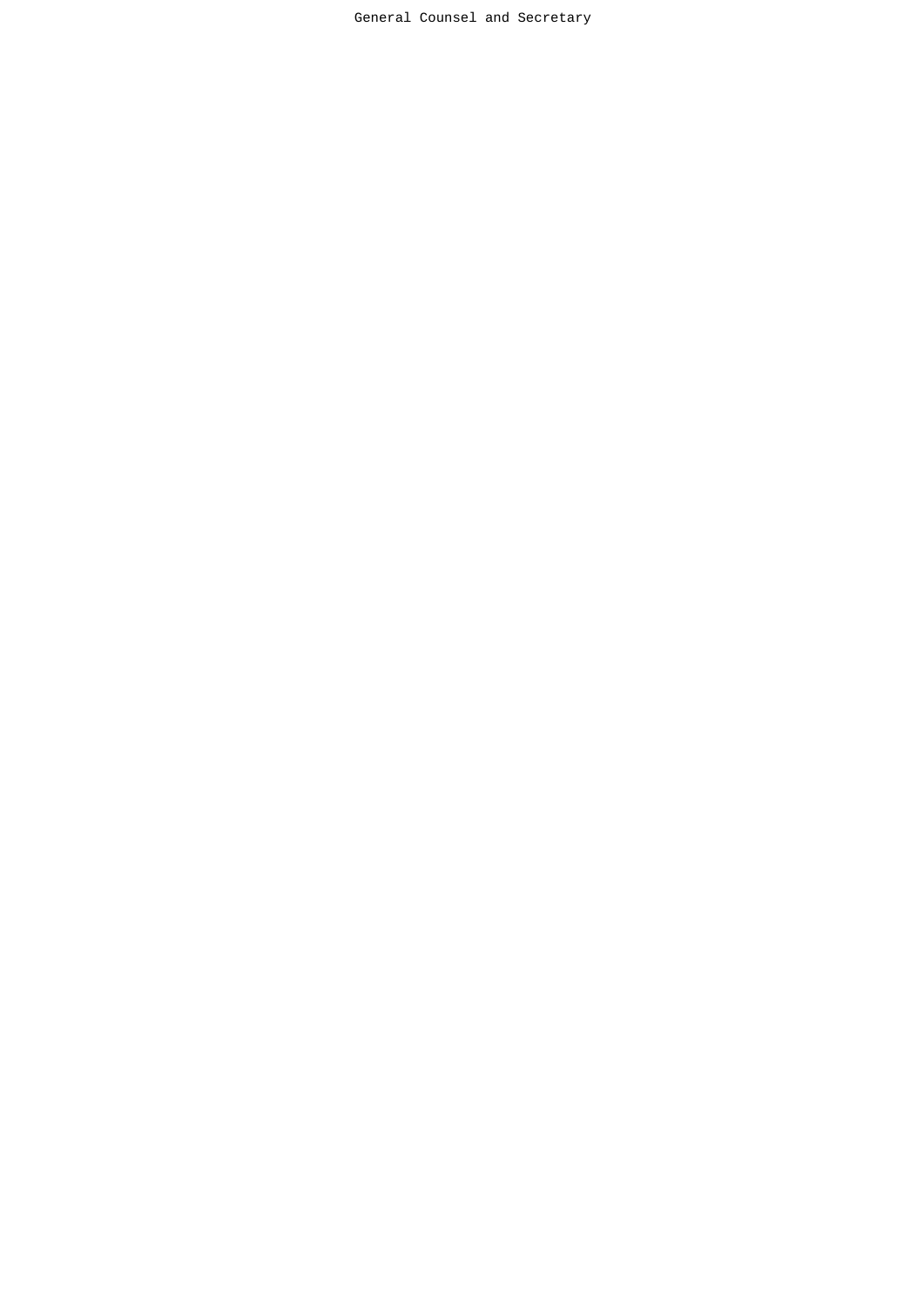General Counsel and Secretary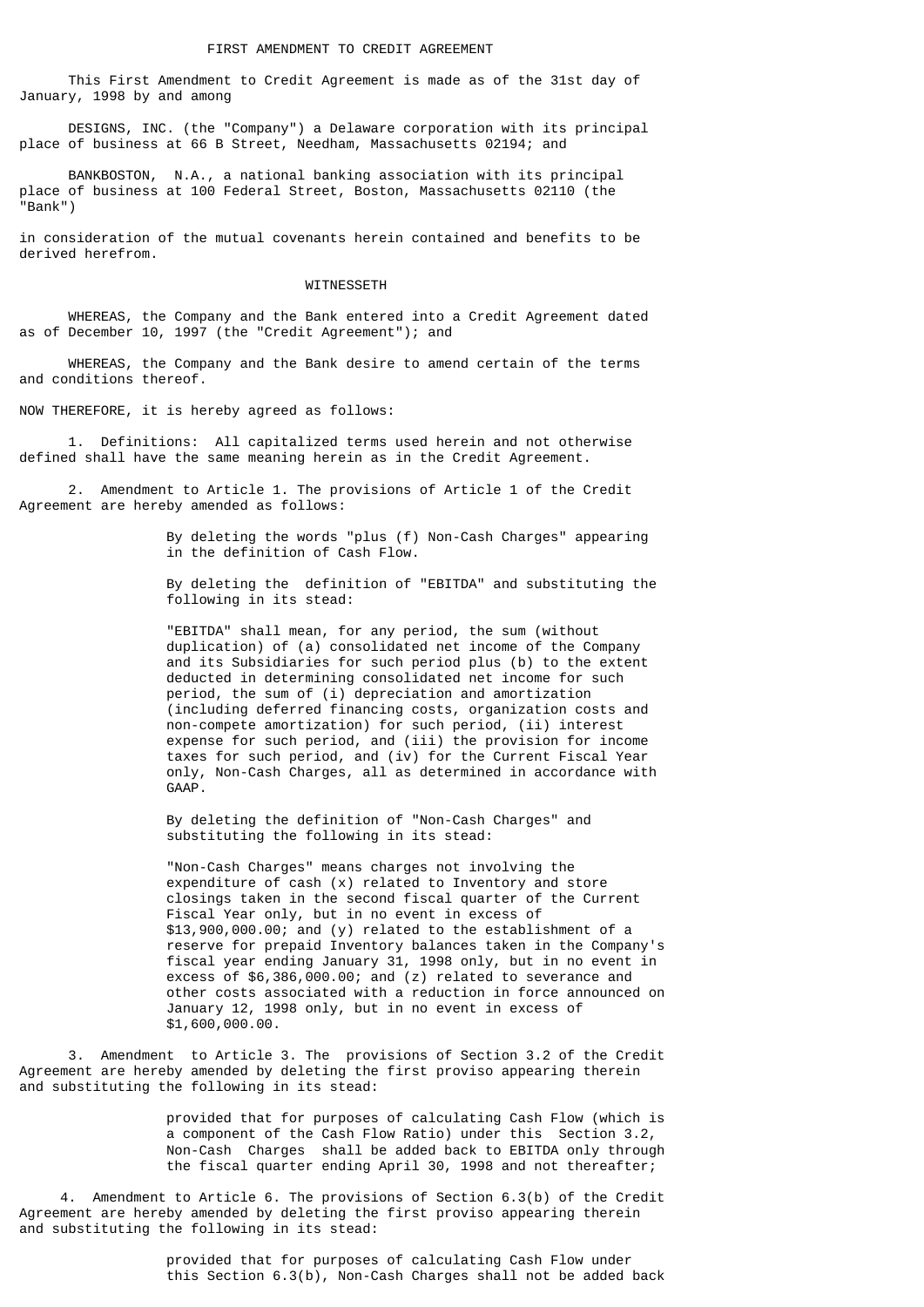# FIRST AMENDMENT TO CREDIT AGREEMENT

This First Amendment to Credit Agreement is made as of the 31st day of January, 1998 by and among

DESIGNS, INC. (the "Company") a Delaware corporation with its principal place of business at 66 B Street, Needham, Massachusetts 02194; and

BANKBOSTON, N.A., a national banking association with its principal place of business at 100 Federal Street, Boston, Massachusetts 02110 (the "Bank")

in consideration of the mutual covenants herein contained and benefits to be derived herefrom.

## WITNESSETH

WHEREAS, the Company and the Bank entered into a Credit Agreement dated as of December 10, 1997 (the "Credit Agreement"); and

WHEREAS, the Company and the Bank desire to amend certain of the terms and conditions thereof.

NOW THEREFORE, it is hereby agreed as follows:

1. Definitions: All capitalized terms used herein and not otherwise defined shall have the same meaning herein as in the Credit Agreement.

2. Amendment to Article 1. The provisions of Article 1 of the Credit Agreement are hereby amended as follows:

> By deleting the words "plus (f) Non-Cash Charges" appearing in the definition of Cash Flow.
>
> By deleting the definition of "EBITDA" and substituting the following in its stead:
>
> "EBITDA" shall mean, for any period, the sum (without duplication) of (a) consolidated net income of the Company and its Subsidiaries for such period plus (b) to the extent deducted in determining consolidated net income for such period, the sum of (i) depreciation and amortization (including deferred financing costs, organization costs and non-compete amortization) for such period, (ii) interest expense for such period, and (iii) the provision for income taxes for such period, and (iv) for the Current Fiscal Year only, Non-Cash Charges, all as determined in accordance with GAAP.
>
> By deleting the definition of "Non-Cash Charges" and substituting the following in its stead:
>
> "Non-Cash Charges" means charges not involving the expenditure of cash (x) related to Inventory and store closings taken in the second fiscal quarter of the Current Fiscal Year only, but in no event in excess of $13,900,000.00; and (y) related to the establishment of a reserve for prepaid Inventory balances taken in the Company's fiscal year ending January 31, 1998 only, but in no event in excess of $6,386,000.00; and (z) related to severance and other costs associated with a reduction in force announced on January 12, 1998 only, but in no event in excess of $1,600,000.00.

3. Amendment to Article 3. The provisions of Section 3.2 of the Credit Agreement are hereby amended by deleting the first proviso appearing therein and substituting the following in its stead:

> provided that for purposes of calculating Cash Flow (which is a component of the Cash Flow Ratio) under this Section 3.2, Non-Cash Charges shall be added back to EBITDA only through the fiscal quarter ending April 30, 1998 and not thereafter;

4. Amendment to Article 6. The provisions of Section 6.3(b) of the Credit Agreement are hereby amended by deleting the first proviso appearing therein and substituting the following in its stead:

> provided that for purposes of calculating Cash Flow under this Section 6.3(b), Non-Cash Charges shall not be added back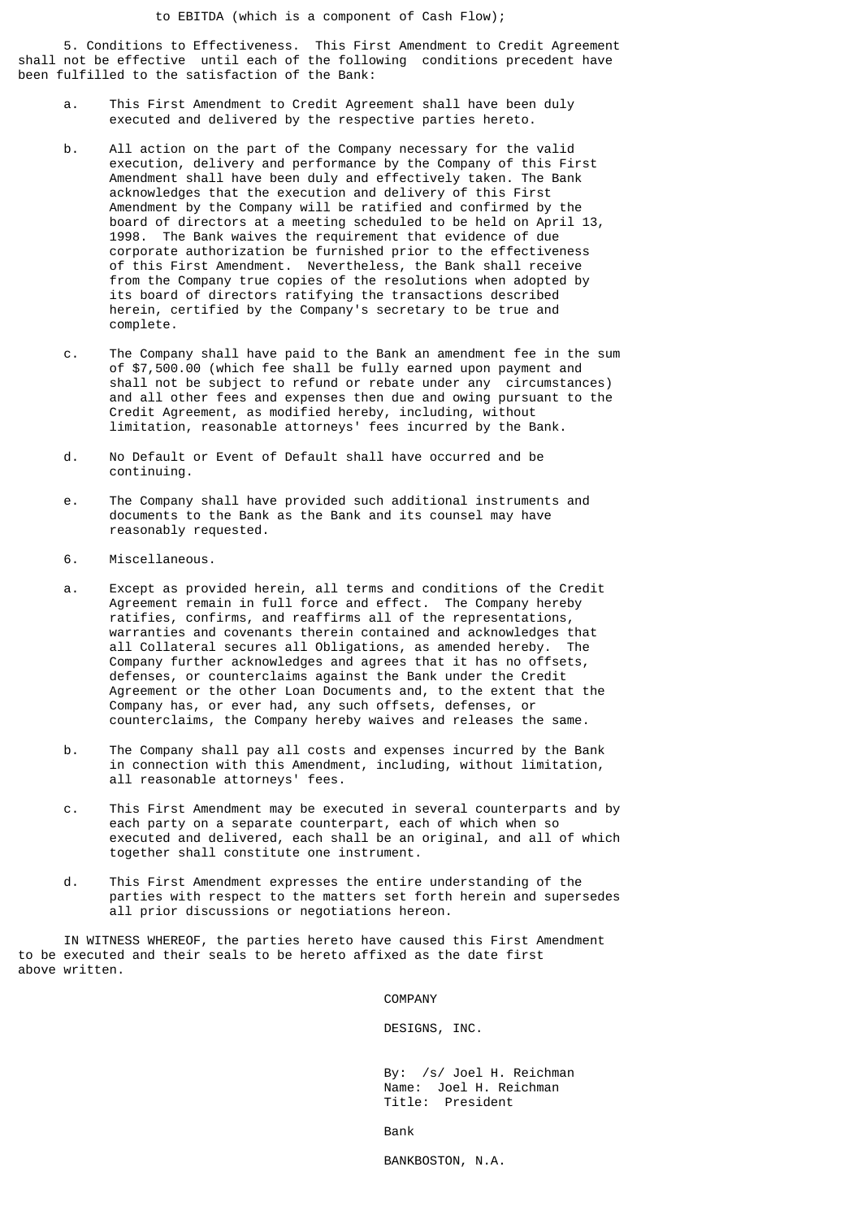to EBITDA (which is a component of Cash Flow);

5. Conditions to Effectiveness. This First Amendment to Credit Agreement shall not be effective until each of the following conditions precedent have been fulfilled to the satisfaction of the Bank:

a. This First Amendment to Credit Agreement shall have been duly executed and delivered by the respective parties hereto.

b. All action on the part of the Company necessary for the valid execution, delivery and performance by the Company of this First Amendment shall have been duly and effectively taken. The Bank acknowledges that the execution and delivery of this First Amendment by the Company will be ratified and confirmed by the board of directors at a meeting scheduled to be held on April 13, 1998. The Bank waives the requirement that evidence of due corporate authorization be furnished prior to the effectiveness of this First Amendment. Nevertheless, the Bank shall receive from the Company true copies of the resolutions when adopted by its board of directors ratifying the transactions described herein, certified by the Company's secretary to be true and complete.

c. The Company shall have paid to the Bank an amendment fee in the sum of $7,500.00 (which fee shall be fully earned upon payment and shall not be subject to refund or rebate under any circumstances) and all other fees and expenses then due and owing pursuant to the Credit Agreement, as modified hereby, including, without limitation, reasonable attorneys' fees incurred by the Bank.

d. No Default or Event of Default shall have occurred and be continuing.

e. The Company shall have provided such additional instruments and documents to the Bank as the Bank and its counsel may have reasonably requested.

6. Miscellaneous.

a. Except as provided herein, all terms and conditions of the Credit Agreement remain in full force and effect. The Company hereby ratifies, confirms, and reaffirms all of the representations, warranties and covenants therein contained and acknowledges that all Collateral secures all Obligations, as amended hereby. The Company further acknowledges and agrees that it has no offsets, defenses, or counterclaims against the Bank under the Credit Agreement or the other Loan Documents and, to the extent that the Company has, or ever had, any such offsets, defenses, or counterclaims, the Company hereby waives and releases the same.

b. The Company shall pay all costs and expenses incurred by the Bank in connection with this Amendment, including, without limitation, all reasonable attorneys' fees.

c. This First Amendment may be executed in several counterparts and by each party on a separate counterpart, each of which when so executed and delivered, each shall be an original, and all of which together shall constitute one instrument.

d. This First Amendment expresses the entire understanding of the parties with respect to the matters set forth herein and supersedes all prior discussions or negotiations hereon.

IN WITNESS WHEREOF, the parties hereto have caused this First Amendment to be executed and their seals to be hereto affixed as the date first above written.

COMPANY

DESIGNS, INC.

By: /s/ Joel H. Reichman
Name: Joel H. Reichman
Title: President

Bank

BANKBOSTON, N.A.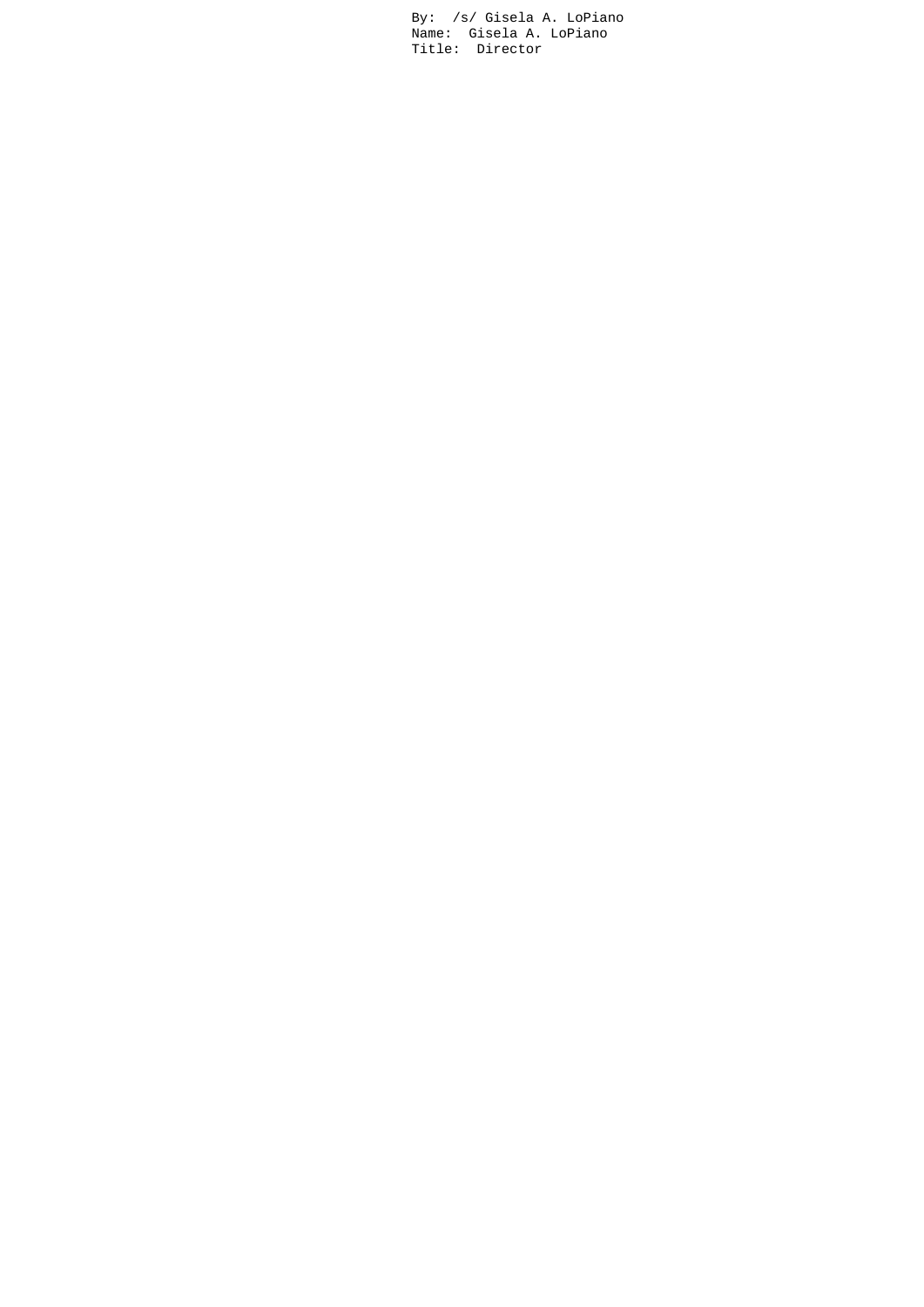By: /s/ Gisela A. LoPiano
Name: Gisela A. LoPiano
Title: Director